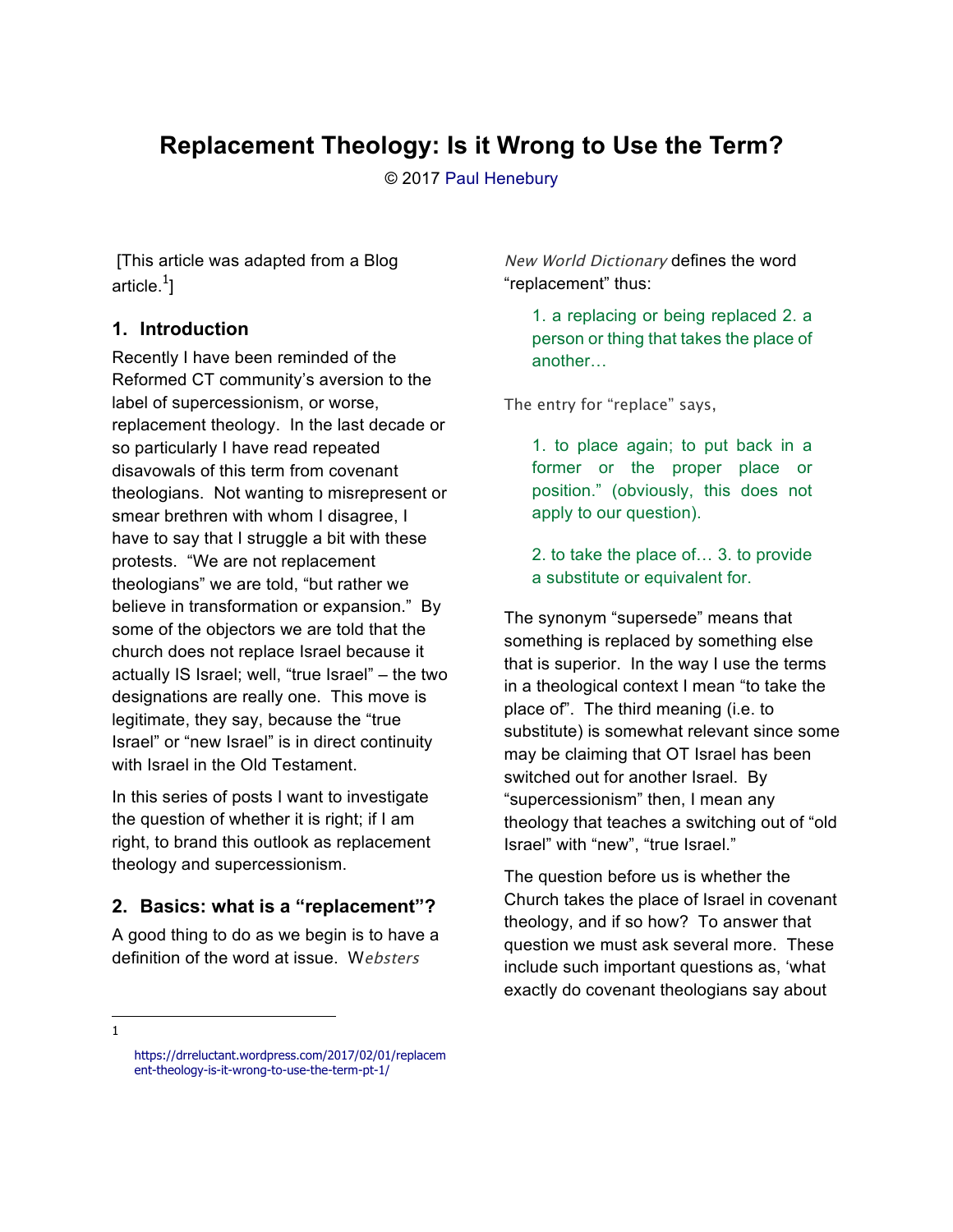# Replacement Theology: Is it Wrong to Use the Term?

© 2017 Paul Henebury

[This article was adapted from a Blog article.[1]]

## 1. Introduction

Recently I have been reminded of the Reformed CT community's aversion to the label of supercessionism, or worse, replacement theology. In the last decade or so particularly I have read repeated disavowals of this term from covenant theologians. Not wanting to misrepresent or smear brethren with whom I disagree, I have to say that I struggle a bit with these protests. "We are not replacement theologians" we are told, "but rather we believe in transformation or expansion." By some of the objectors we are told that the church does not replace Israel because it actually IS Israel; well, "true Israel" – the two designations are really one. This move is legitimate, they say, because the "true Israel" or "new Israel" is in direct continuity with Israel in the Old Testament.

In this series of posts I want to investigate the question of whether it is right; if I am right, to brand this outlook as replacement theology and supercessionism.

## 2. Basics: what is a "replacement"?

A good thing to do as we begin is to have a definition of the word at issue. W*ebsters New World Dictionary* defines the word "replacement" thus:

> 1. a replacing or being replaced 2. a person or thing that takes the place of another…

The entry for "replace" says,

> 1. to place again; to put back in a former or the proper place or position." (obviously, this does not apply to our question).
>
> 2. to take the place of… 3. to provide a substitute or equivalent for.

The synonym "supersede" means that something is replaced by something else that is superior. In the way I use the terms in a theological context I mean "to take the place of". The third meaning (i.e. to substitute) is somewhat relevant since some may be claiming that OT Israel has been switched out for another Israel. By "supercessionism" then, I mean any theology that teaches a switching out of "old Israel" with "new", "true Israel."

The question before us is whether the Church takes the place of Israel in covenant theology, and if so how? To answer that question we must ask several more. These include such important questions as, 'what exactly do covenant theologians say about

[1] https://drreluctant.wordpress.com/2017/02/01/replacement-theology-is-it-wrong-to-use-the-term-pt-1/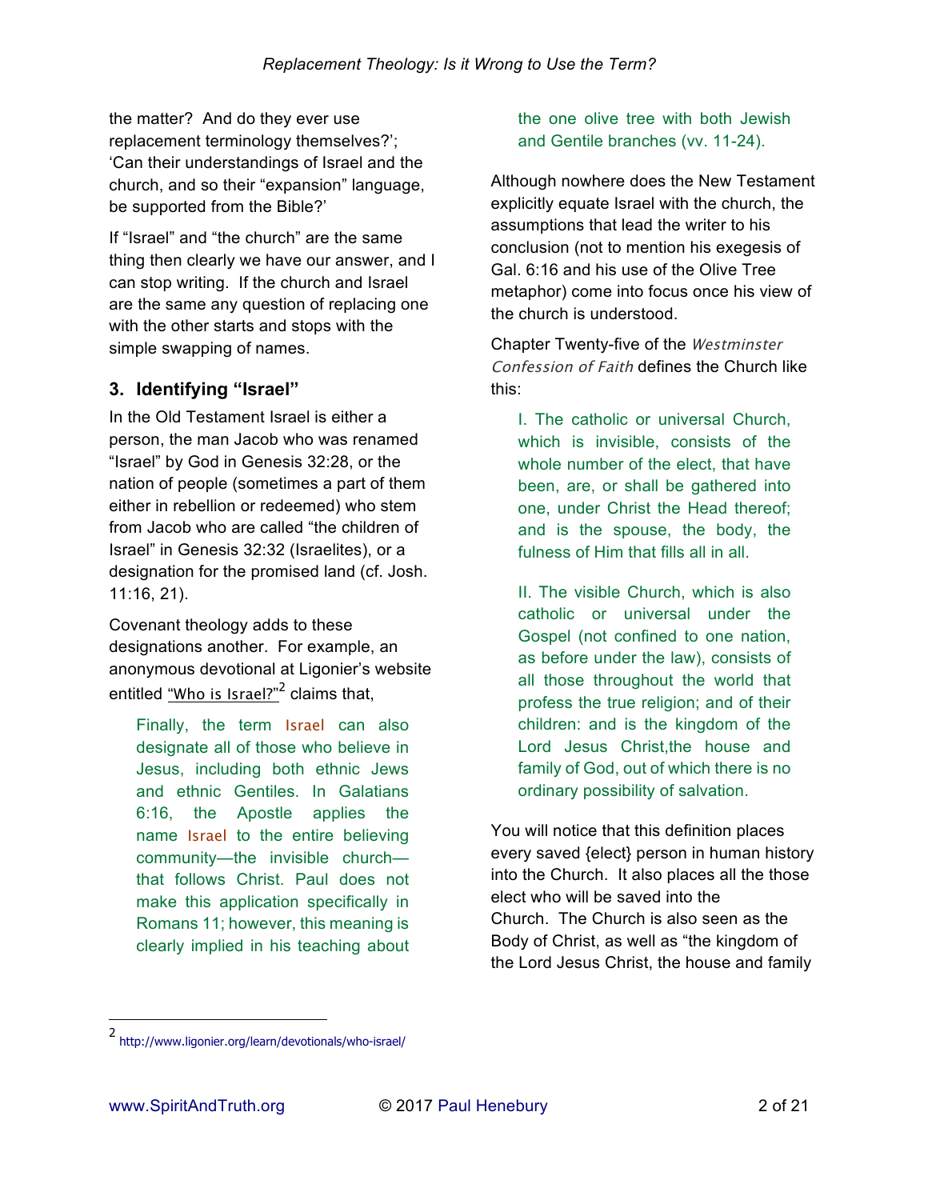the matter? And do they ever use replacement terminology themselves?'; 'Can their understandings of Israel and the church, and so their "expansion" language, be supported from the Bible?'

If "Israel" and "the church" are the same thing then clearly we have our answer, and I can stop writing. If the church and Israel are the same any question of replacing one with the other starts and stops with the simple swapping of names.

## 3. Identifying "Israel"

In the Old Testament Israel is either a person, the man Jacob who was renamed "Israel" by God in Genesis 32:28, or the nation of people (sometimes a part of them either in rebellion or redeemed) who stem from Jacob who are called "the children of Israel" in Genesis 32:32 (Israelites), or a designation for the promised land (cf. Josh. 11:16, 21).

Covenant theology adds to these designations another. For example, an anonymous devotional at Ligonier's website entitled "Who is Israel?"[2] claims that,

> Finally, the term Israel can also designate all of those who believe in Jesus, including both ethnic Jews and ethnic Gentiles. In Galatians 6:16, the Apostle applies the name Israel to the entire believing community—the invisible church—that follows Christ. Paul does not make this application specifically in Romans 11; however, this meaning is clearly implied in his teaching about the one olive tree with both Jewish and Gentile branches (vv. 11-24).

Although nowhere does the New Testament explicitly equate Israel with the church, the assumptions that lead the writer to his conclusion (not to mention his exegesis of Gal. 6:16 and his use of the Olive Tree metaphor) come into focus once his view of the church is understood.

Chapter Twenty-five of the *Westminster Confession of Faith* defines the Church like this:

> I. The catholic or universal Church, which is invisible, consists of the whole number of the elect, that have been, are, or shall be gathered into one, under Christ the Head thereof; and is the spouse, the body, the fulness of Him that fills all in all.
>
> II. The visible Church, which is also catholic or universal under the Gospel (not confined to one nation, as before under the law), consists of all those throughout the world that profess the true religion; and of their children: and is the kingdom of the Lord Jesus Christ,the house and family of God, out of which there is no ordinary possibility of salvation.

You will notice that this definition places every saved {elect} person in human history into the Church. It also places all the those elect who will be saved into the Church. The Church is also seen as the Body of Christ, as well as "the kingdom of the Lord Jesus Christ, the house and family

---

[2] http://www.ligonier.org/learn/devotionals/who-israel/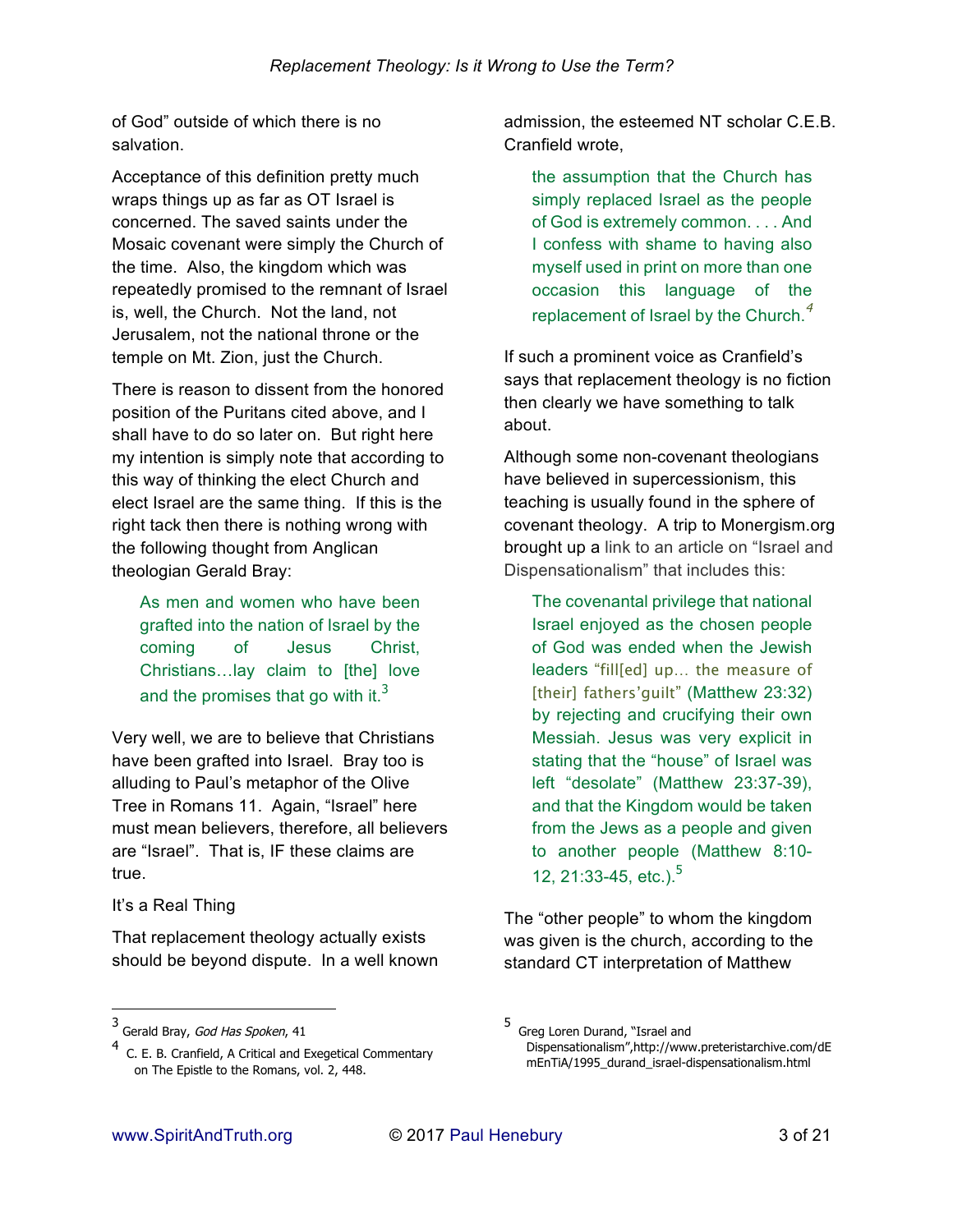of God" outside of which there is no salvation.

Acceptance of this definition pretty much wraps things up as far as OT Israel is concerned. The saved saints under the Mosaic covenant were simply the Church of the time. Also, the kingdom which was repeatedly promised to the remnant of Israel is, well, the Church. Not the land, not Jerusalem, not the national throne or the temple on Mt. Zion, just the Church.

There is reason to dissent from the honored position of the Puritans cited above, and I shall have to do so later on. But right here my intention is simply note that according to this way of thinking the elect Church and elect Israel are the same thing. If this is the right tack then there is nothing wrong with the following thought from Anglican theologian Gerald Bray:

> As men and women who have been grafted into the nation of Israel by the coming of Jesus Christ, Christians…lay claim to [the] love and the promises that go with it.[3]

Very well, we are to believe that Christians have been grafted into Israel. Bray too is alluding to Paul's metaphor of the Olive Tree in Romans 11. Again, "Israel" here must mean believers, therefore, all believers are "Israel". That is, IF these claims are true.

## It's a Real Thing

That replacement theology actually exists should be beyond dispute. In a well known admission, the esteemed NT scholar C.E.B. Cranfield wrote,

> the assumption that the Church has simply replaced Israel as the people of God is extremely common. . . . And I confess with shame to having also myself used in print on more than one occasion this language of the replacement of Israel by the Church.[4]

If such a prominent voice as Cranfield's says that replacement theology is no fiction then clearly we have something to talk about.

Although some non-covenant theologians have believed in supercessionism, this teaching is usually found in the sphere of covenant theology. A trip to Monergism.org brought up a link to an article on "Israel and Dispensationalism" that includes this:

> The covenantal privilege that national Israel enjoyed as the chosen people of God was ended when the Jewish leaders "fill[ed] up… the measure of [their] fathers'guilt" (Matthew 23:32) by rejecting and crucifying their own Messiah. Jesus was very explicit in stating that the "house" of Israel was left "desolate" (Matthew 23:37-39), and that the Kingdom would be taken from the Jews as a people and given to another people (Matthew 8:10-12, 21:33-45, etc.).[5]

The "other people" to whom the kingdom was given is the church, according to the standard CT interpretation of Matthew

---

[3] Gerald Bray, *God Has Spoken*, 41

[4] C. E. B. Cranfield, A Critical and Exegetical Commentary on The Epistle to the Romans, vol. 2, 448.

[5] Greg Loren Durand, "Israel and Dispensationalism",http://www.preteristarchive.com/dEmEnTiA/1995_durand_israel-dispensationalism.html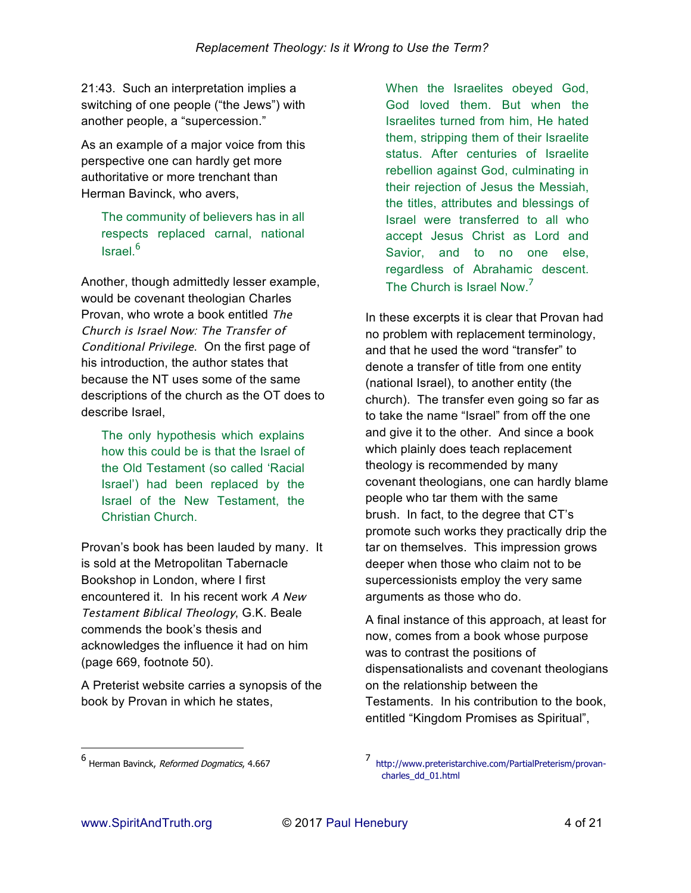21:43. Such an interpretation implies a switching of one people ("the Jews") with another people, a "supercession."

As an example of a major voice from this perspective one can hardly get more authoritative or more trenchant than Herman Bavinck, who avers,

> The community of believers has in all respects replaced carnal, national Israel.[6]

Another, though admittedly lesser example, would be covenant theologian Charles Provan, who wrote a book entitled *The Church is Israel Now: The Transfer of Conditional Privilege*. On the first page of his introduction, the author states that because the NT uses some of the same descriptions of the church as the OT does to describe Israel,

> The only hypothesis which explains how this could be is that the Israel of the Old Testament (so called 'Racial Israel') had been replaced by the Israel of the New Testament, the Christian Church.

Provan's book has been lauded by many. It is sold at the Metropolitan Tabernacle Bookshop in London, where I first encountered it. In his recent work *A New Testament Biblical Theology*, G.K. Beale commends the book's thesis and acknowledges the influence it had on him (page 669, footnote 50).

A Preterist website carries a synopsis of the book by Provan in which he states,

> When the Israelites obeyed God, God loved them. But when the Israelites turned from him, He hated them, stripping them of their Israelite status. After centuries of Israelite rebellion against God, culminating in their rejection of Jesus the Messiah, the titles, attributes and blessings of Israel were transferred to all who accept Jesus Christ as Lord and Savior, and to no one else, regardless of Abrahamic descent. The Church is Israel Now.[7]

In these excerpts it is clear that Provan had no problem with replacement terminology, and that he used the word "transfer" to denote a transfer of title from one entity (national Israel), to another entity (the church). The transfer even going so far as to take the name "Israel" from off the one and give it to the other. And since a book which plainly does teach replacement theology is recommended by many covenant theologians, one can hardly blame people who tar them with the same brush. In fact, to the degree that CT's promote such works they practically drip the tar on themselves. This impression grows deeper when those who claim not to be supercessionists employ the very same arguments as those who do.

A final instance of this approach, at least for now, comes from a book whose purpose was to contrast the positions of dispensationalists and covenant theologians on the relationship between the Testaments. In his contribution to the book, entitled "Kingdom Promises as Spiritual",

---

[6] Herman Bavinck, *Reformed Dogmatics*, 4.667

[7] http://www.preteristarchive.com/PartialPreterism/provan-charles_dd_01.html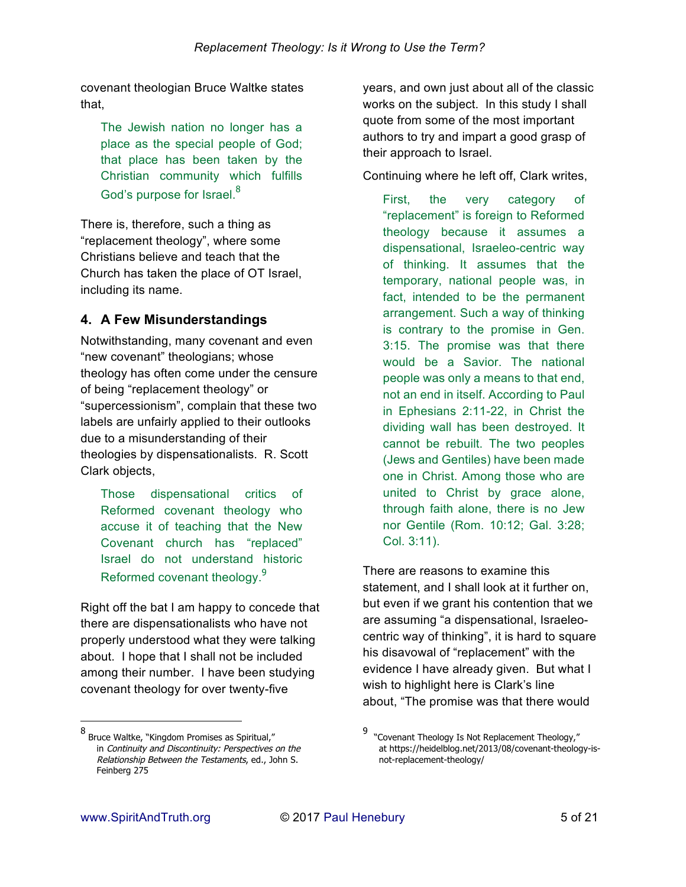covenant theologian Bruce Waltke states that,

> The Jewish nation no longer has a place as the special people of God; that place has been taken by the Christian community which fulfills God's purpose for Israel.[8]

There is, therefore, such a thing as "replacement theology", where some Christians believe and teach that the Church has taken the place of OT Israel, including its name.

### 4. A Few Misunderstandings

Notwithstanding, many covenant and even "new covenant" theologians; whose theology has often come under the censure of being "replacement theology" or "supercessionism", complain that these two labels are unfairly applied to their outlooks due to a misunderstanding of their theologies by dispensationalists. R. Scott Clark objects,

> Those dispensational critics of Reformed covenant theology who accuse it of teaching that the New Covenant church has "replaced" Israel do not understand historic Reformed covenant theology.[9]

Right off the bat I am happy to concede that there are dispensationalists who have not properly understood what they were talking about. I hope that I shall not be included among their number. I have been studying covenant theology for over twenty-five years, and own just about all of the classic works on the subject. In this study I shall quote from some of the most important authors to try and impart a good grasp of their approach to Israel.

Continuing where he left off, Clark writes,

> First, the very category of "replacement" is foreign to Reformed theology because it assumes a dispensational, Israeleo-centric way of thinking. It assumes that the temporary, national people was, in fact, intended to be the permanent arrangement. Such a way of thinking is contrary to the promise in Gen. 3:15. The promise was that there would be a Savior. The national people was only a means to that end, not an end in itself. According to Paul in Ephesians 2:11-22, in Christ the dividing wall has been destroyed. It cannot be rebuilt. The two peoples (Jews and Gentiles) have been made one in Christ. Among those who are united to Christ by grace alone, through faith alone, there is no Jew nor Gentile (Rom. 10:12; Gal. 3:28; Col. 3:11).

There are reasons to examine this statement, and I shall look at it further on, but even if we grant his contention that we are assuming "a dispensational, Israeleo-centric way of thinking", it is hard to square his disavowal of "replacement" with the evidence I have already given. But what I wish to highlight here is Clark's line about, "The promise was that there would

---

[8] Bruce Waltke, "Kingdom Promises as Spiritual," in *Continuity and Discontinuity: Perspectives on the Relationship Between the Testaments*, ed., John S. Feinberg 275

[9] "Covenant Theology Is Not Replacement Theology," at https://heidelblog.net/2013/08/covenant-theology-is-not-replacement-theology/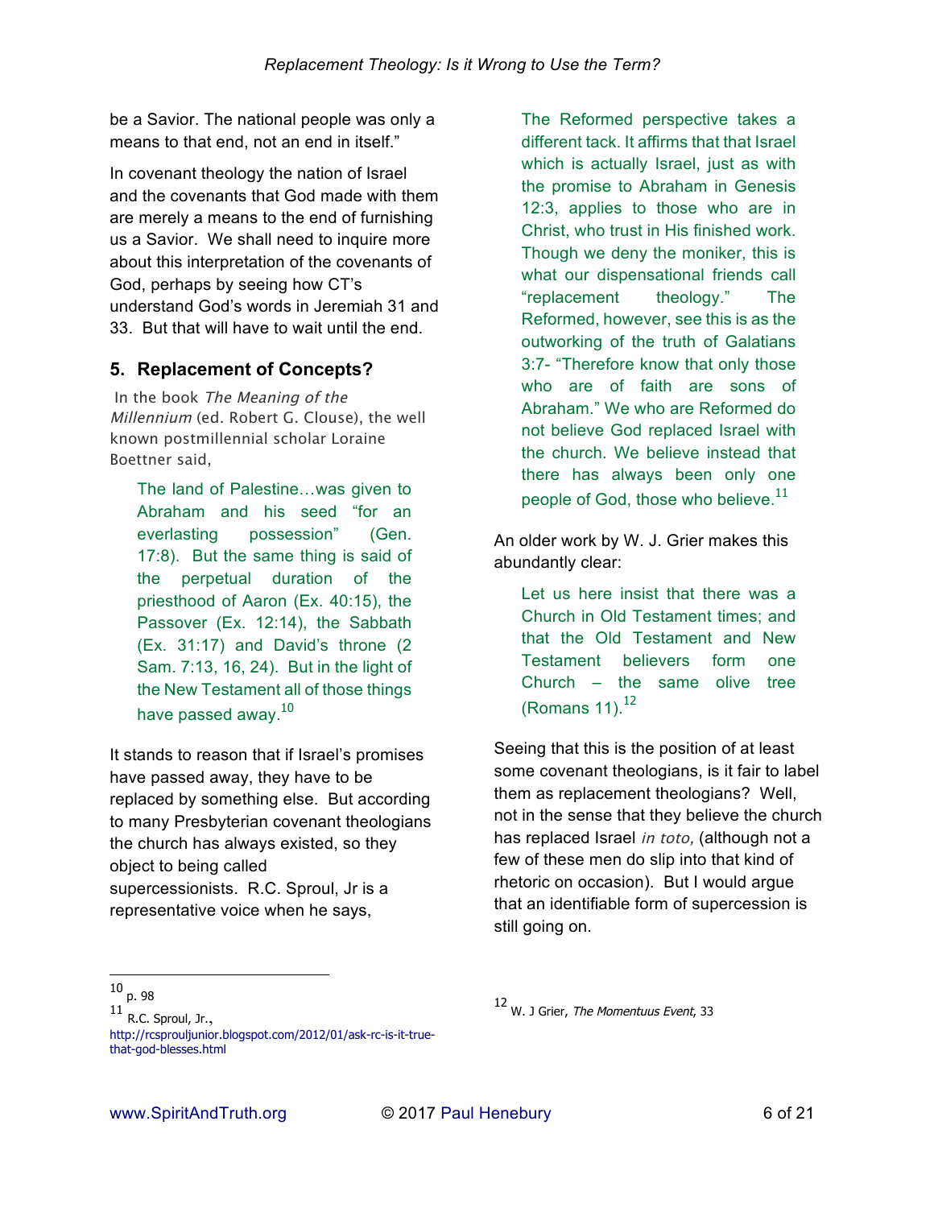be a Savior. The national people was only a means to that end, not an end in itself."

In covenant theology the nation of Israel and the covenants that God made with them are merely a means to the end of furnishing us a Savior. We shall need to inquire more about this interpretation of the covenants of God, perhaps by seeing how CT's understand God's words in Jeremiah 31 and 33. But that will have to wait until the end.

## 5. Replacement of Concepts?

In the book *The Meaning of the Millennium* (ed. Robert G. Clouse), the well known postmillennial scholar Loraine Boettner said,

> The land of Palestine…was given to Abraham and his seed "for an everlasting possession" (Gen. 17:8). But the same thing is said of the perpetual duration of the priesthood of Aaron (Ex. 40:15), the Passover (Ex. 12:14), the Sabbath (Ex. 31:17) and David's throne (2 Sam. 7:13, 16, 24). But in the light of the New Testament all of those things have passed away.[10]

It stands to reason that if Israel's promises have passed away, they have to be replaced by something else. But according to many Presbyterian covenant theologians the church has always existed, so they object to being called supercessionists. R.C. Sproul, Jr is a representative voice when he says,

> The Reformed perspective takes a different tack. It affirms that that Israel which is actually Israel, just as with the promise to Abraham in Genesis 12:3, applies to those who are in Christ, who trust in His finished work. Though we deny the moniker, this is what our dispensational friends call "replacement theology." The Reformed, however, see this is as the outworking of the truth of Galatians 3:7- "Therefore know that only those who are of faith are sons of Abraham." We who are Reformed do not believe God replaced Israel with the church. We believe instead that there has always been only one people of God, those who believe.[11]

An older work by W. J. Grier makes this abundantly clear:

> Let us here insist that there was a Church in Old Testament times; and that the Old Testament and New Testament believers form one Church – the same olive tree (Romans 11).[12]

Seeing that this is the position of at least some covenant theologians, is it fair to label them as replacement theologians? Well, not in the sense that they believe the church has replaced Israel *in toto,* (although not a few of these men do slip into that kind of rhetoric on occasion). But I would argue that an identifiable form of supercession is still going on.

---

[10] p. 98

[11] R.C. Sproul, Jr., http://rcsprouljunior.blogspot.com/2012/01/ask-rc-is-it-true-that-god-blesses.html

[12] W. J Grier, *The Momentuus Event*, 33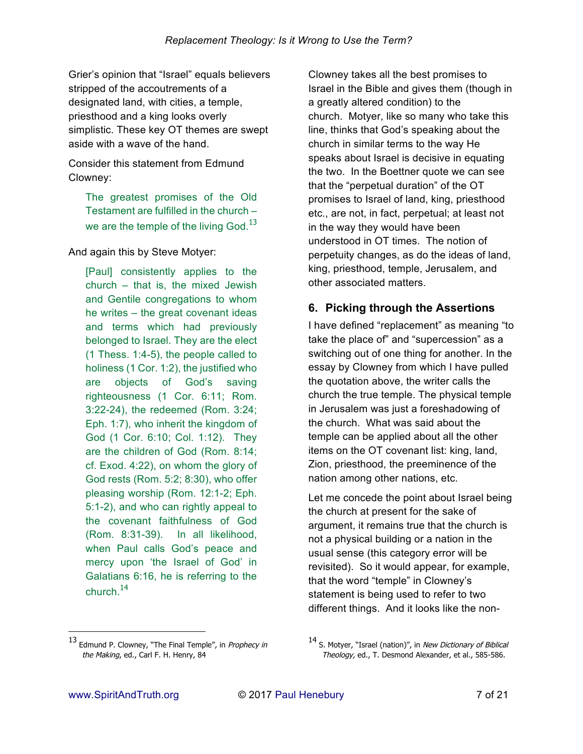Grier's opinion that "Israel" equals believers stripped of the accoutrements of a designated land, with cities, a temple, priesthood and a king looks overly simplistic. These key OT themes are swept aside with a wave of the hand.

Consider this statement from Edmund Clowney:

> The greatest promises of the Old Testament are fulfilled in the church – we are the temple of the living God.[13]

And again this by Steve Motyer:

> [Paul] consistently applies to the church – that is, the mixed Jewish and Gentile congregations to whom he writes – the great covenant ideas and terms which had previously belonged to Israel. They are the elect (1 Thess. 1:4-5), the people called to holiness (1 Cor. 1:2), the justified who are objects of God's saving righteousness (1 Cor. 6:11; Rom. 3:22-24), the redeemed (Rom. 3:24; Eph. 1:7), who inherit the kingdom of God (1 Cor. 6:10; Col. 1:12). They are the children of God (Rom. 8:14; cf. Exod. 4:22), on whom the glory of God rests (Rom. 5:2; 8:30), who offer pleasing worship (Rom. 12:1-2; Eph. 5:1-2), and who can rightly appeal to the covenant faithfulness of God (Rom. 8:31-39). In all likelihood, when Paul calls God's peace and mercy upon 'the Israel of God' in Galatians 6:16, he is referring to the church.[14]

Clowney takes all the best promises to Israel in the Bible and gives them (though in a greatly altered condition) to the church. Motyer, like so many who take this line, thinks that God's speaking about the church in similar terms to the way He speaks about Israel is decisive in equating the two. In the Boettner quote we can see that the "perpetual duration" of the OT promises to Israel of land, king, priesthood etc., are not, in fact, perpetual; at least not in the way they would have been understood in OT times. The notion of perpetuity changes, as do the ideas of land, king, priesthood, temple, Jerusalem, and other associated matters.

## 6. Picking through the Assertions

I have defined "replacement" as meaning "to take the place of" and "supercession" as a switching out of one thing for another. In the essay by Clowney from which I have pulled the quotation above, the writer calls the church the true temple. The physical temple in Jerusalem was just a foreshadowing of the church. What was said about the temple can be applied about all the other items on the OT covenant list: king, land, Zion, priesthood, the preeminence of the nation among other nations, etc.

Let me concede the point about Israel being the church at present for the sake of argument, it remains true that the church is not a physical building or a nation in the usual sense (this category error will be revisited). So it would appear, for example, that the word "temple" in Clowney's statement is being used to refer to two different things. And it looks like the non-

---

[13] Edmund P. Clowney, "The Final Temple", in *Prophecy in the Making*, ed., Carl F. H. Henry, 84

[14] S. Motyer, "Israel (nation)", in *New Dictionary of Biblical Theology,* ed., T. Desmond Alexander, et al., 585-586.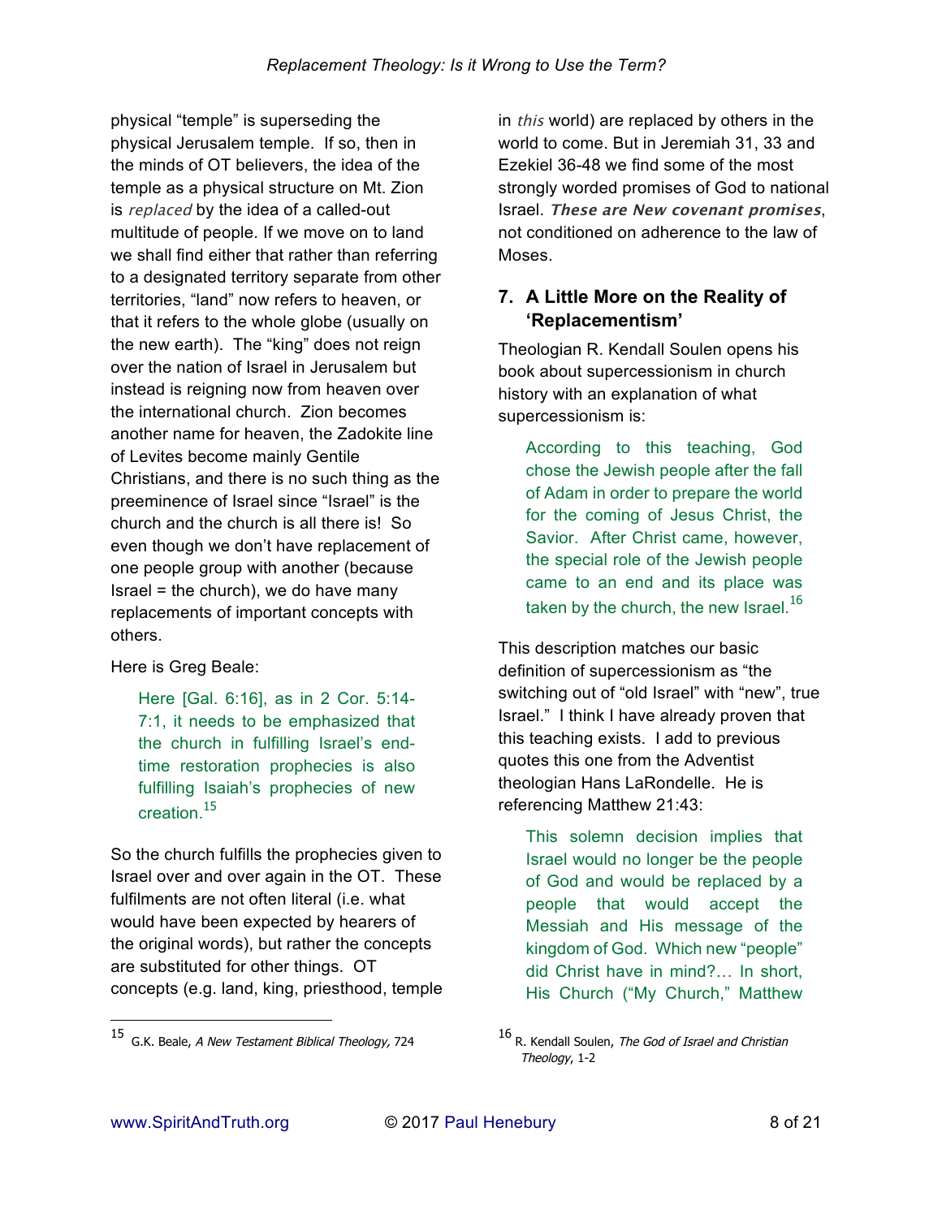physical "temple" is superseding the physical Jerusalem temple. If so, then in the minds of OT believers, the idea of the temple as a physical structure on Mt. Zion is *replaced* by the idea of a called-out multitude of people. If we move on to land we shall find either that rather than referring to a designated territory separate from other territories, "land" now refers to heaven, or that it refers to the whole globe (usually on the new earth). The "king" does not reign over the nation of Israel in Jerusalem but instead is reigning now from heaven over the international church. Zion becomes another name for heaven, the Zadokite line of Levites become mainly Gentile Christians, and there is no such thing as the preeminence of Israel since "Israel" is the church and the church is all there is! So even though we don't have replacement of one people group with another (because Israel = the church), we do have many replacements of important concepts with others.

Here is Greg Beale:

> Here [Gal. 6:16], as in 2 Cor. 5:14-7:1, it needs to be emphasized that the church in fulfilling Israel's end-time restoration prophecies is also fulfilling Isaiah's prophecies of new creation.[15]

So the church fulfills the prophecies given to Israel over and over again in the OT. These fulfilments are not often literal (i.e. what would have been expected by hearers of the original words), but rather the concepts are substituted for other things. OT concepts (e.g. land, king, priesthood, temple in *this* world) are replaced by others in the world to come. But in Jeremiah 31, 33 and Ezekiel 36-48 we find some of the most strongly worded promises of God to national Israel. ***These are New covenant promises***, not conditioned on adherence to the law of Moses.

## 7. A Little More on the Reality of 'Replacementism'

Theologian R. Kendall Soulen opens his book about supercessionism in church history with an explanation of what supercessionism is:

> According to this teaching, God chose the Jewish people after the fall of Adam in order to prepare the world for the coming of Jesus Christ, the Savior. After Christ came, however, the special role of the Jewish people came to an end and its place was taken by the church, the new Israel.[16]

This description matches our basic definition of supercessionism as "the switching out of "old Israel" with "new", true Israel." I think I have already proven that this teaching exists. I add to previous quotes this one from the Adventist theologian Hans LaRondelle. He is referencing Matthew 21:43:

> This solemn decision implies that Israel would no longer be the people of God and would be replaced by a people that would accept the Messiah and His message of the kingdom of God. Which new "people" did Christ have in mind?... In short, His Church ("My Church," Matthew

---

[15] G.K. Beale, *A New Testament Biblical Theology*, 724

[16] R. Kendall Soulen, *The God of Israel and Christian Theology*, 1-2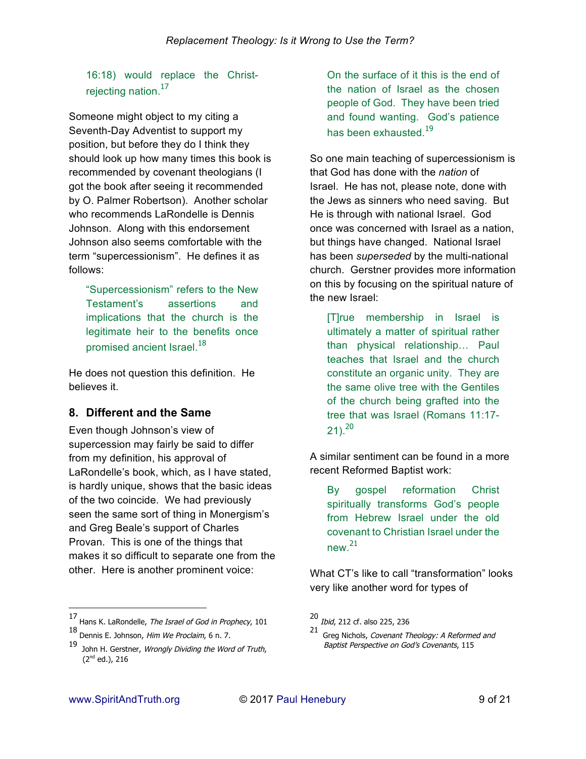16:18) would replace the Christ-rejecting nation.[17]

Someone might object to my citing a Seventh-Day Adventist to support my position, but before they do I think they should look up how many times this book is recommended by covenant theologians (I got the book after seeing it recommended by O. Palmer Robertson). Another scholar who recommends LaRondelle is Dennis Johnson. Along with this endorsement Johnson also seems comfortable with the term "supercessionism". He defines it as follows:

> "Supercessionism" refers to the New Testament's assertions and implications that the church is the legitimate heir to the benefits once promised ancient Israel.[18]

He does not question this definition. He believes it.

## 8. Different and the Same

Even though Johnson's view of supercession may fairly be said to differ from my definition, his approval of LaRondelle's book, which, as I have stated, is hardly unique, shows that the basic ideas of the two coincide. We had previously seen the same sort of thing in Monergism's and Greg Beale's support of Charles Provan. This is one of the things that makes it so difficult to separate one from the other. Here is another prominent voice:

> On the surface of it this is the end of the nation of Israel as the chosen people of God. They have been tried and found wanting. God's patience has been exhausted.[19]

So one main teaching of supercessionism is that God has done with the *nation* of Israel. He has not, please note, done with the Jews as sinners who need saving. But He is through with national Israel. God once was concerned with Israel as a nation, but things have changed. National Israel has been *superseded* by the multi-national church. Gerstner provides more information on this by focusing on the spiritual nature of the new Israel:

> [T]rue membership in Israel is ultimately a matter of spiritual rather than physical relationship… Paul teaches that Israel and the church constitute an organic unity. They are the same olive tree with the Gentiles of the church being grafted into the tree that was Israel (Romans 11:17-21).[20]

A similar sentiment can be found in a more recent Reformed Baptist work:

> By gospel reformation Christ spiritually transforms God's people from Hebrew Israel under the old covenant to Christian Israel under the new.[21]

What CT's like to call "transformation" looks very like another word for types of

---

[17] Hans K. LaRondelle, *The Israel of God in Prophecy*, 101

[18] Dennis E. Johnson, *Him We Proclaim*, 6 n. 7.

[19] John H. Gerstner, *Wrongly Dividing the Word of Truth*, (2nd ed.), 216

[20] *Ibid*, 212 cf. also 225, 236

[21] Greg Nichols, *Covenant Theology: A Reformed and Baptist Perspective on God's Covenants*, 115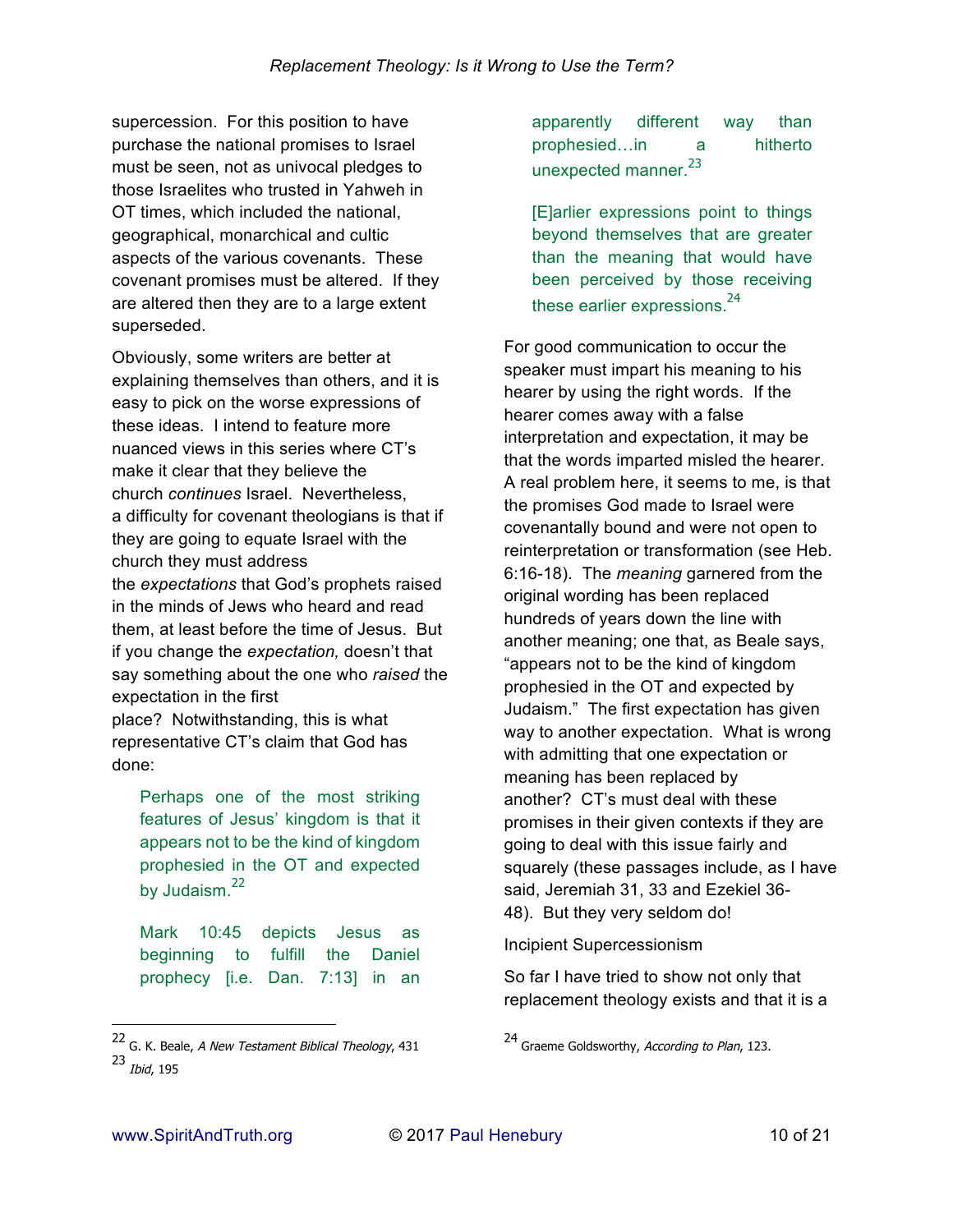supercession. For this position to have purchase the national promises to Israel must be seen, not as univocal pledges to those Israelites who trusted in Yahweh in OT times, which included the national, geographical, monarchical and cultic aspects of the various covenants. These covenant promises must be altered. If they are altered then they are to a large extent superseded.

Obviously, some writers are better at explaining themselves than others, and it is easy to pick on the worse expressions of these ideas. I intend to feature more nuanced views in this series where CT's make it clear that they believe the church *continues* Israel. Nevertheless, a difficulty for covenant theologians is that if they are going to equate Israel with the church they must address the *expectations* that God's prophets raised in the minds of Jews who heard and read them, at least before the time of Jesus. But if you change the *expectation,* doesn't that say something about the one who *raised* the expectation in the first place? Notwithstanding, this is what representative CT's claim that God has done:

> Perhaps one of the most striking features of Jesus' kingdom is that it appears not to be the kind of kingdom prophesied in the OT and expected by Judaism.[22]

> Mark 10:45 depicts Jesus as beginning to fulfill the Daniel prophecy [i.e. Dan. 7:13] in an apparently different way than prophesied…in a hitherto unexpected manner.[23]

> [E]arlier expressions point to things beyond themselves that are greater than the meaning that would have been perceived by those receiving these earlier expressions.[24]

For good communication to occur the speaker must impart his meaning to his hearer by using the right words. If the hearer comes away with a false interpretation and expectation, it may be that the words imparted misled the hearer. A real problem here, it seems to me, is that the promises God made to Israel were covenantally bound and were not open to reinterpretation or transformation (see Heb. 6:16-18). The *meaning* garnered from the original wording has been replaced hundreds of years down the line with another meaning; one that, as Beale says, "appears not to be the kind of kingdom prophesied in the OT and expected by Judaism." The first expectation has given way to another expectation. What is wrong with admitting that one expectation or meaning has been replaced by another? CT's must deal with these promises in their given contexts if they are going to deal with this issue fairly and squarely (these passages include, as I have said, Jeremiah 31, 33 and Ezekiel 36-48). But they very seldom do!

Incipient Supercessionism

So far I have tried to show not only that replacement theology exists and that it is a

---

[22] G. K. Beale, *A New Testament Biblical Theology*, 431

[23] *Ibid*, 195

[24] Graeme Goldsworthy, *According to Plan*, 123.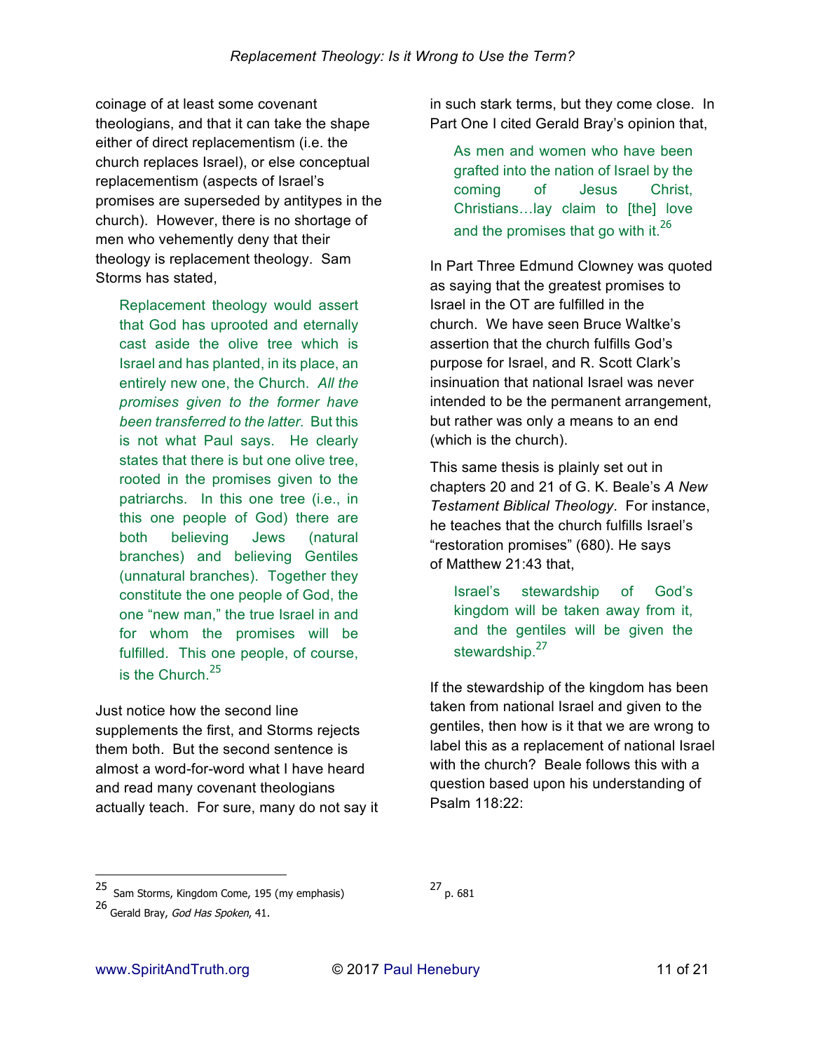coinage of at least some covenant theologians, and that it can take the shape either of direct replacementism (i.e. the church replaces Israel), or else conceptual replacementism (aspects of Israel's promises are superseded by antitypes in the church). However, there is no shortage of men who vehemently deny that their theology is replacement theology. Sam Storms has stated,

> Replacement theology would assert that God has uprooted and eternally cast aside the olive tree which is Israel and has planted, in its place, an entirely new one, the Church. *All the promises given to the former have been transferred to the latter.* But this is not what Paul says. He clearly states that there is but one olive tree, rooted in the promises given to the patriarchs. In this one tree (i.e., in this one people of God) there are both believing Jews (natural branches) and believing Gentiles (unnatural branches). Together they constitute the one people of God, the one "new man," the true Israel in and for whom the promises will be fulfilled. This one people, of course, is the Church.[25]

Just notice how the second line supplements the first, and Storms rejects them both. But the second sentence is almost a word-for-word what I have heard and read many covenant theologians actually teach. For sure, many do not say it in such stark terms, but they come close. In Part One I cited Gerald Bray's opinion that,

> As men and women who have been grafted into the nation of Israel by the coming of Jesus Christ, Christians…lay claim to [the] love and the promises that go with it.[26]

In Part Three Edmund Clowney was quoted as saying that the greatest promises to Israel in the OT are fulfilled in the church. We have seen Bruce Waltke's assertion that the church fulfills God's purpose for Israel, and R. Scott Clark's insinuation that national Israel was never intended to be the permanent arrangement, but rather was only a means to an end (which is the church).

This same thesis is plainly set out in chapters 20 and 21 of G. K. Beale's *A New Testament Biblical Theology*. For instance, he teaches that the church fulfills Israel's "restoration promises" (680). He says of Matthew 21:43 that,

> Israel's stewardship of God's kingdom will be taken away from it, and the gentiles will be given the stewardship.[27]

If the stewardship of the kingdom has been taken from national Israel and given to the gentiles, then how is it that we are wrong to label this as a replacement of national Israel with the church? Beale follows this with a question based upon his understanding of Psalm 118:22:

---

[25] Sam Storms, Kingdom Come, 195 (my emphasis)

[26] Gerald Bray, *God Has Spoken*, 41.

[27] p. 681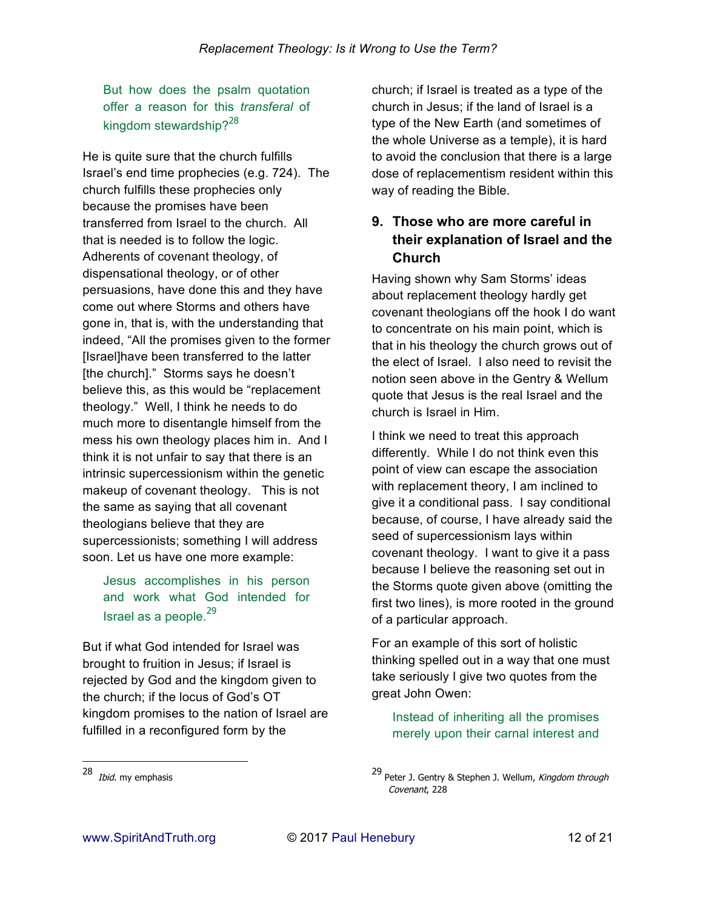> But how does the psalm quotation offer a reason for this *transferal* of kingdom stewardship?[28]

He is quite sure that the church fulfills Israel's end time prophecies (e.g. 724). The church fulfills these prophecies only because the promises have been transferred from Israel to the church. All that is needed is to follow the logic. Adherents of covenant theology, of dispensational theology, or of other persuasions, have done this and they have come out where Storms and others have gone in, that is, with the understanding that indeed, "All the promises given to the former [Israel]have been transferred to the latter [the church]." Storms says he doesn't believe this, as this would be "replacement theology." Well, I think he needs to do much more to disentangle himself from the mess his own theology places him in. And I think it is not unfair to say that there is an intrinsic supercessionism within the genetic makeup of covenant theology. This is not the same as saying that all covenant theologians believe that they are supercessionists; something I will address soon. Let us have one more example:

> Jesus accomplishes in his person and work what God intended for Israel as a people.[29]

But if what God intended for Israel was brought to fruition in Jesus; if Israel is rejected by God and the kingdom given to the church; if the locus of God's OT kingdom promises to the nation of Israel are fulfilled in a reconfigured form by the church; if Israel is treated as a type of the church in Jesus; if the land of Israel is a type of the New Earth (and sometimes of the whole Universe as a temple), it is hard to avoid the conclusion that there is a large dose of replacementism resident within this way of reading the Bible.

## 9. Those who are more careful in their explanation of Israel and the Church

Having shown why Sam Storms' ideas about replacement theology hardly get covenant theologians off the hook I do want to concentrate on his main point, which is that in his theology the church grows out of the elect of Israel. I also need to revisit the notion seen above in the Gentry & Wellum quote that Jesus is the real Israel and the church is Israel in Him.

I think we need to treat this approach differently. While I do not think even this point of view can escape the association with replacement theory, I am inclined to give it a conditional pass. I say conditional because, of course, I have already said the seed of supercessionism lays within covenant theology. I want to give it a pass because I believe the reasoning set out in the Storms quote given above (omitting the first two lines), is more rooted in the ground of a particular approach.

For an example of this sort of holistic thinking spelled out in a way that one must take seriously I give two quotes from the great John Owen:

> Instead of inheriting all the promises merely upon their carnal interest and

---

[28] *Ibid.* my emphasis

[29] Peter J. Gentry & Stephen J. Wellum, *Kingdom through Covenant*, 228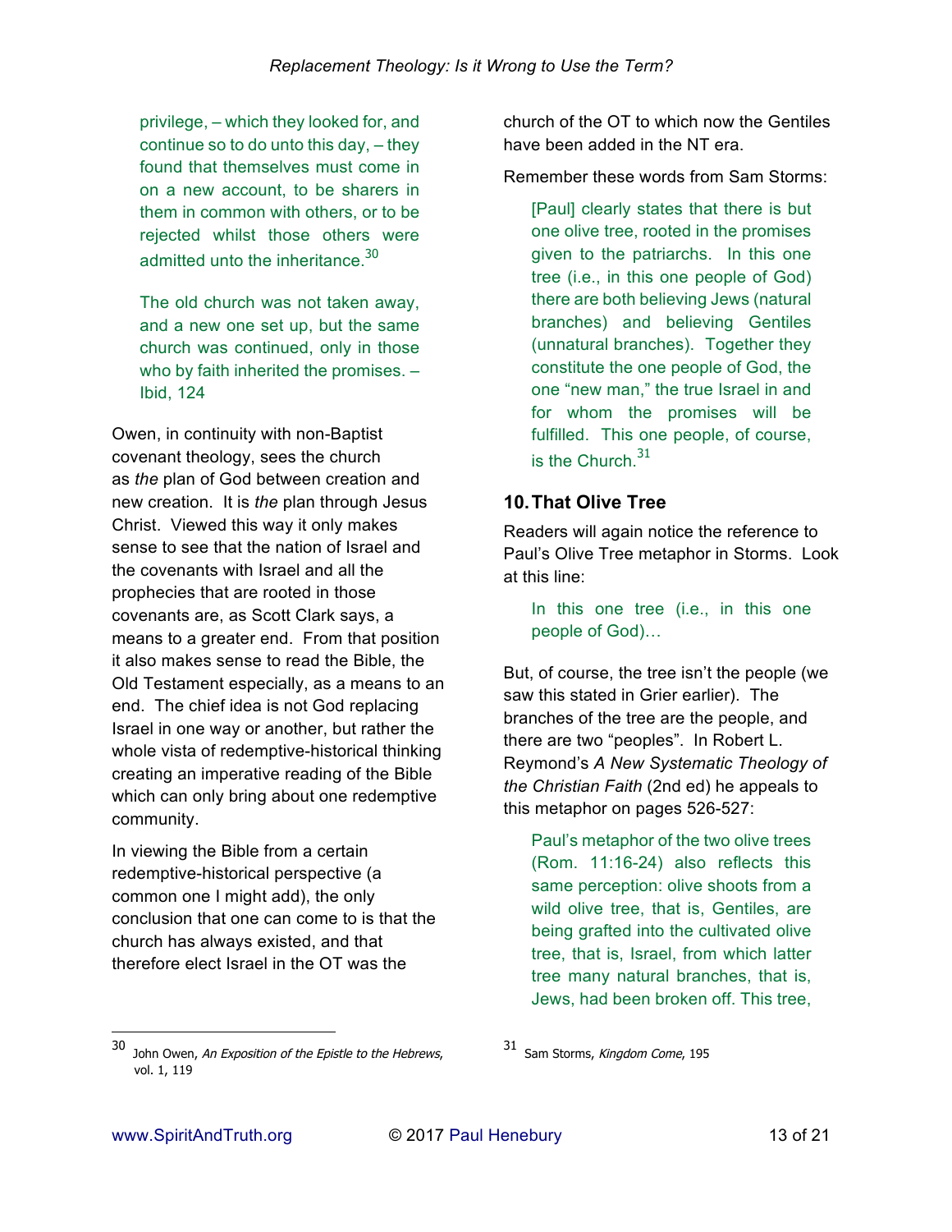> privilege, – which they looked for, and continue so to do unto this day, – they found that themselves must come in on a new account, to be sharers in them in common with others, or to be rejected whilst those others were admitted unto the inheritance.[30]

> The old church was not taken away, and a new one set up, but the same church was continued, only in those who by faith inherited the promises. – Ibid, 124

Owen, in continuity with non-Baptist covenant theology, sees the church as *the* plan of God between creation and new creation. It is *the* plan through Jesus Christ. Viewed this way it only makes sense to see that the nation of Israel and the covenants with Israel and all the prophecies that are rooted in those covenants are, as Scott Clark says, a means to a greater end. From that position it also makes sense to read the Bible, the Old Testament especially, as a means to an end. The chief idea is not God replacing Israel in one way or another, but rather the whole vista of redemptive-historical thinking creating an imperative reading of the Bible which can only bring about one redemptive community.

In viewing the Bible from a certain redemptive-historical perspective (a common one I might add), the only conclusion that one can come to is that the church has always existed, and that therefore elect Israel in the OT was the church of the OT to which now the Gentiles have been added in the NT era.

Remember these words from Sam Storms:

> [Paul] clearly states that there is but one olive tree, rooted in the promises given to the patriarchs. In this one tree (i.e., in this one people of God) there are both believing Jews (natural branches) and believing Gentiles (unnatural branches). Together they constitute the one people of God, the one "new man," the true Israel in and for whom the promises will be fulfilled. This one people, of course, is the Church.[31]

## 10. That Olive Tree

Readers will again notice the reference to Paul's Olive Tree metaphor in Storms. Look at this line:

> In this one tree (i.e., in this one people of God)…

But, of course, the tree isn't the people (we saw this stated in Grier earlier). The branches of the tree are the people, and there are two "peoples". In Robert L. Reymond's *A New Systematic Theology of the Christian Faith* (2nd ed) he appeals to this metaphor on pages 526-527:

> Paul's metaphor of the two olive trees (Rom. 11:16-24) also reflects this same perception: olive shoots from a wild olive tree, that is, Gentiles, are being grafted into the cultivated olive tree, that is, Israel, from which latter tree many natural branches, that is, Jews, had been broken off. This tree,

---

[30] John Owen, *An Exposition of the Epistle to the Hebrews*, vol. 1, 119

[31] Sam Storms, *Kingdom Come*, 195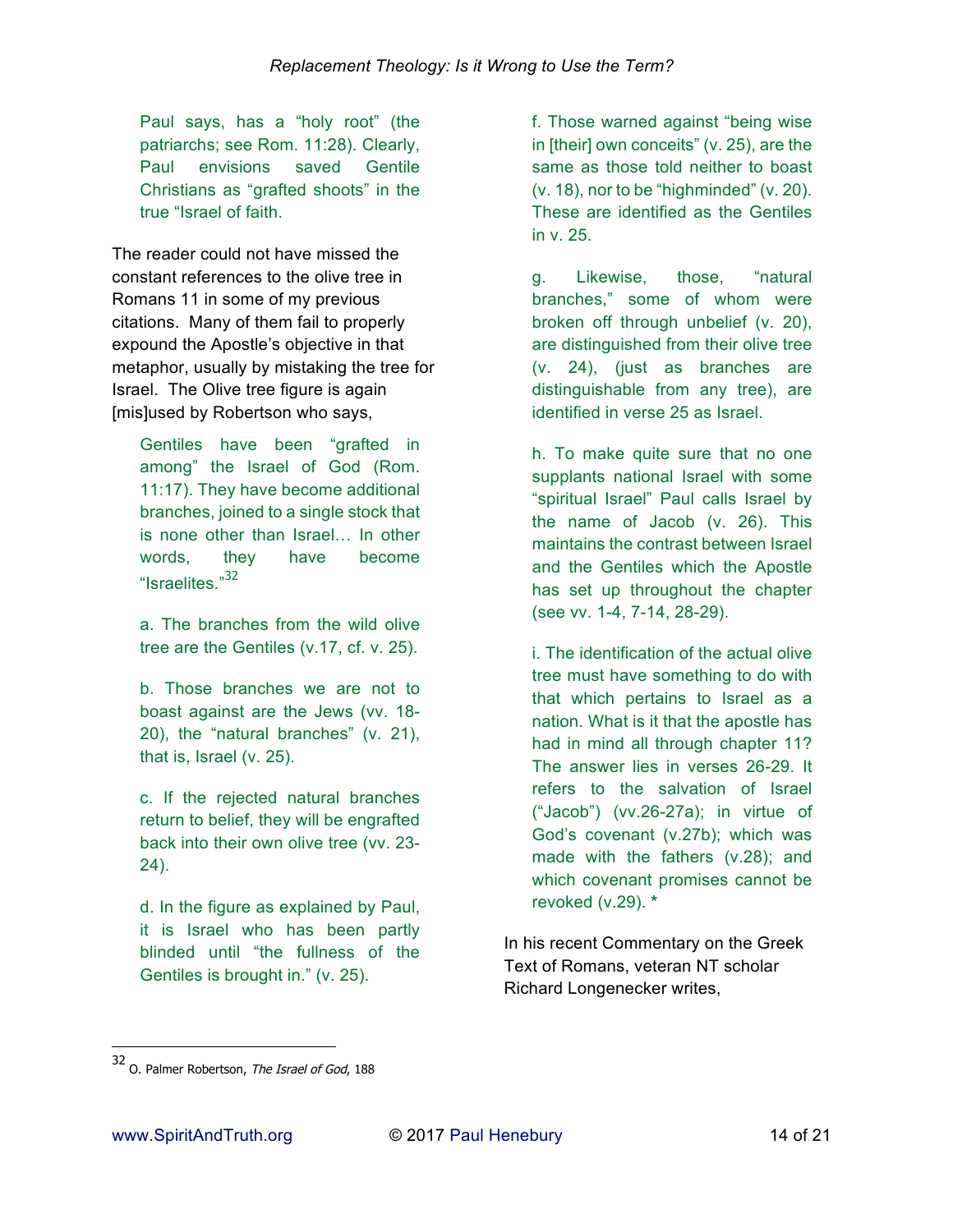> Paul says, has a "holy root" (the patriarchs; see Rom. 11:28). Clearly, Paul envisions saved Gentile Christians as "grafted shoots" in the true "Israel of faith.

The reader could not have missed the constant references to the olive tree in Romans 11 in some of my previous citations. Many of them fail to properly expound the Apostle's objective in that metaphor, usually by mistaking the tree for Israel. The Olive tree figure is again [mis]used by Robertson who says,

> Gentiles have been "grafted in among" the Israel of God (Rom. 11:17). They have become additional branches, joined to a single stock that is none other than Israel… In other words, they have become "Israelites."[32]

> a. The branches from the wild olive tree are the Gentiles (v.17, cf. v. 25).
>
> b. Those branches we are not to boast against are the Jews (vv. 18-20), the "natural branches" (v. 21), that is, Israel (v. 25).
>
> c. If the rejected natural branches return to belief, they will be engrafted back into their own olive tree (vv. 23-24).
>
> d. In the figure as explained by Paul, it is Israel who has been partly blinded until "the fullness of the Gentiles is brought in." (v. 25).
>
> f. Those warned against "being wise in [their] own conceits" (v. 25), are the same as those told neither to boast (v. 18), nor to be "highminded" (v. 20). These are identified as the Gentiles in v. 25.
>
> g. Likewise, those, "natural branches," some of whom were broken off through unbelief (v. 20), are distinguished from their olive tree (v. 24), (just as branches are distinguishable from any tree), are identified in verse 25 as Israel.
>
> h. To make quite sure that no one supplants national Israel with some "spiritual Israel" Paul calls Israel by the name of Jacob (v. 26). This maintains the contrast between Israel and the Gentiles which the Apostle has set up throughout the chapter (see vv. 1-4, 7-14, 28-29).
>
> i. The identification of the actual olive tree must have something to do with that which pertains to Israel as a nation. What is it that the apostle has had in mind all through chapter 11? The answer lies in verses 26-29. It refers to the salvation of Israel ("Jacob") (vv.26-27a); in virtue of God's covenant (v.27b); which was made with the fathers (v.28); and which covenant promises cannot be revoked (v.29). *

In his recent Commentary on the Greek Text of Romans, veteran NT scholar Richard Longenecker writes,

[32] O. Palmer Robertson, *The Israel of God*, 188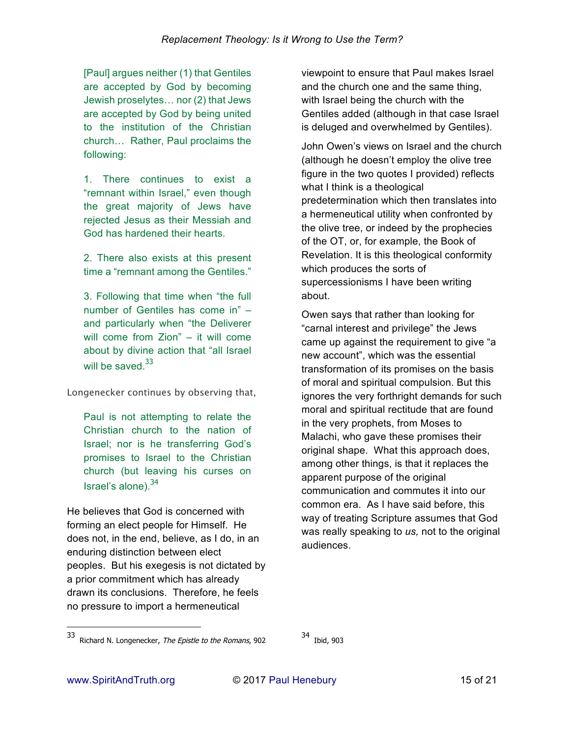> [Paul] argues neither (1) that Gentiles are accepted by God by becoming Jewish proselytes… nor (2) that Jews are accepted by God by being united to the institution of the Christian church… Rather, Paul proclaims the following:
>
> 1. There continues to exist a "remnant within Israel," even though the great majority of Jews have rejected Jesus as their Messiah and God has hardened their hearts.
>
> 2. There also exists at this present time a "remnant among the Gentiles."
>
> 3. Following that time when "the full number of Gentiles has come in" – and particularly when "the Deliverer will come from Zion" – it will come about by divine action that "all Israel will be saved.[33]

Longenecker continues by observing that,

> Paul is not attempting to relate the Christian church to the nation of Israel; nor is he transferring God's promises to Israel to the Christian church (but leaving his curses on Israel's alone).[34]

He believes that God is concerned with forming an elect people for Himself. He does not, in the end, believe, as I do, in an enduring distinction between elect peoples. But his exegesis is not dictated by a prior commitment which has already drawn its conclusions. Therefore, he feels no pressure to import a hermeneutical viewpoint to ensure that Paul makes Israel and the church one and the same thing, with Israel being the church with the Gentiles added (although in that case Israel is deluged and overwhelmed by Gentiles).

John Owen's views on Israel and the church (although he doesn't employ the olive tree figure in the two quotes I provided) reflects what I think is a theological predetermination which then translates into a hermeneutical utility when confronted by the olive tree, or indeed by the prophecies of the OT, or, for example, the Book of Revelation. It is this theological conformity which produces the sorts of supercessionisms I have been writing about.

Owen says that rather than looking for "carnal interest and privilege" the Jews came up against the requirement to give "a new account", which was the essential transformation of its promises on the basis of moral and spiritual compulsion. But this ignores the very forthright demands for such moral and spiritual rectitude that are found in the very prophets, from Moses to Malachi, who gave these promises their original shape. What this approach does, among other things, is that it replaces the apparent purpose of the original communication and commutes it into our common era. As I have said before, this way of treating Scripture assumes that God was really speaking to *us,* not to the original audiences.

---

[33] Richard N. Longenecker, *The Epistle to the Romans*, 902

[34] Ibid, 903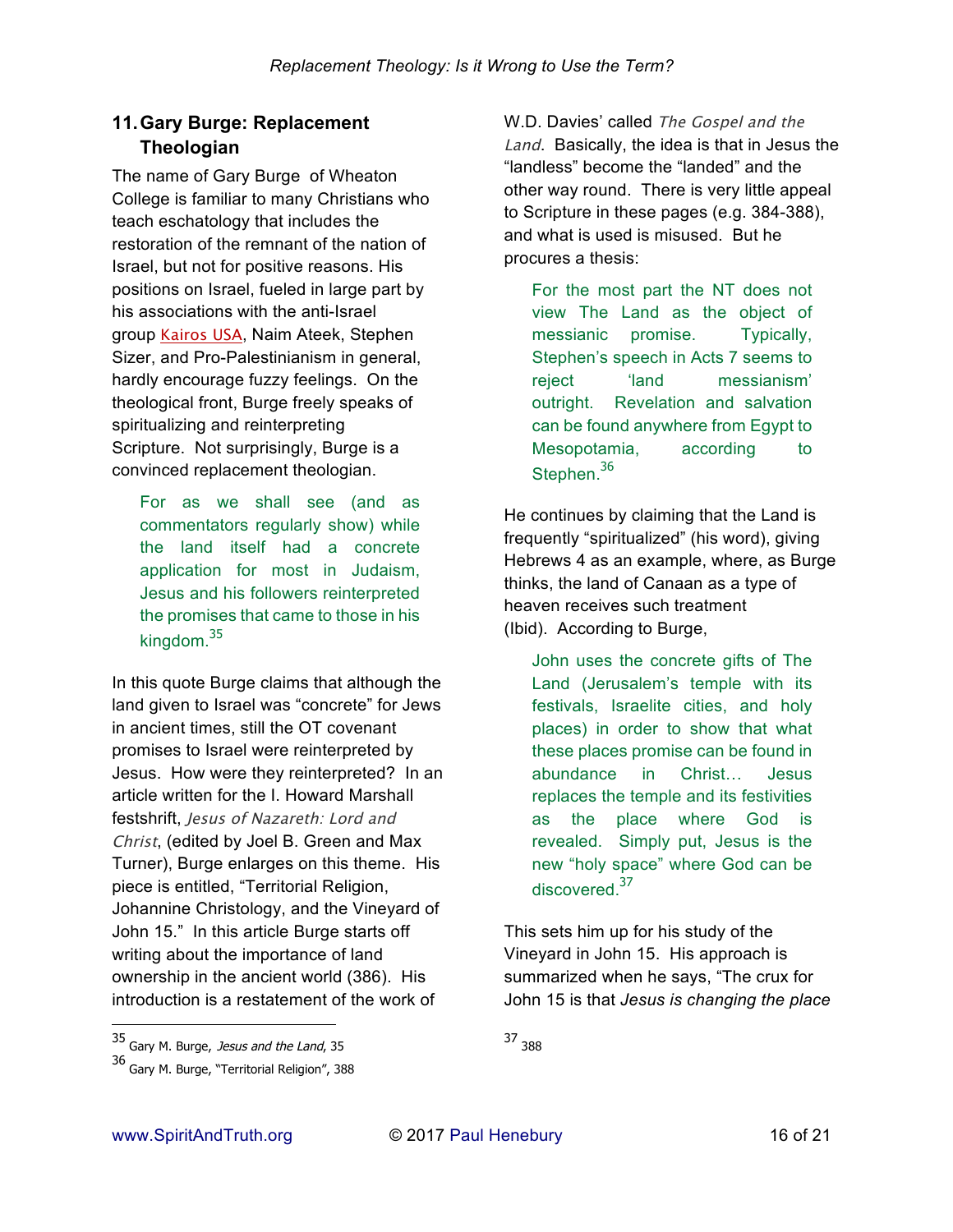## 11. Gary Burge: Replacement Theologian

The name of Gary Burge of Wheaton College is familiar to many Christians who teach eschatology that includes the restoration of the remnant of the nation of Israel, but not for positive reasons. His positions on Israel, fueled in large part by his associations with the anti-Israel group Kairos USA, Naim Ateek, Stephen Sizer, and Pro-Palestinianism in general, hardly encourage fuzzy feelings. On the theological front, Burge freely speaks of spiritualizing and reinterpreting Scripture. Not surprisingly, Burge is a convinced replacement theologian.

> For as we shall see (and as commentators regularly show) while the land itself had a concrete application for most in Judaism, Jesus and his followers reinterpreted the promises that came to those in his kingdom.[35]

In this quote Burge claims that although the land given to Israel was "concrete" for Jews in ancient times, still the OT covenant promises to Israel were reinterpreted by Jesus. How were they reinterpreted? In an article written for the I. Howard Marshall festshrift, *Jesus of Nazareth: Lord and Christ*, (edited by Joel B. Green and Max Turner), Burge enlarges on this theme. His piece is entitled, "Territorial Religion, Johannine Christology, and the Vineyard of John 15." In this article Burge starts off writing about the importance of land ownership in the ancient world (386). His introduction is a restatement of the work of W.D. Davies' called *The Gospel and the Land*. Basically, the idea is that in Jesus the "landless" become the "landed" and the other way round. There is very little appeal to Scripture in these pages (e.g. 384-388), and what is used is misused. But he procures a thesis:

> For the most part the NT does not view The Land as the object of messianic promise. Typically, Stephen's speech in Acts 7 seems to reject 'land messianism' outright. Revelation and salvation can be found anywhere from Egypt to Mesopotamia, according to Stephen.[36]

He continues by claiming that the Land is frequently "spiritualized" (his word), giving Hebrews 4 as an example, where, as Burge thinks, the land of Canaan as a type of heaven receives such treatment (Ibid). According to Burge,

> John uses the concrete gifts of The Land (Jerusalem's temple with its festivals, Israelite cities, and holy places) in order to show that what these places promise can be found in abundance in Christ… Jesus replaces the temple and its festivities as the place where God is revealed. Simply put, Jesus is the new "holy space" where God can be discovered.[37]

This sets him up for his study of the Vineyard in John 15. His approach is summarized when he says, "The crux for John 15 is that *Jesus is changing the place*

---

[35] Gary M. Burge, *Jesus and the Land*, 35

[36] Gary M. Burge, "Territorial Religion", 388

[37] 388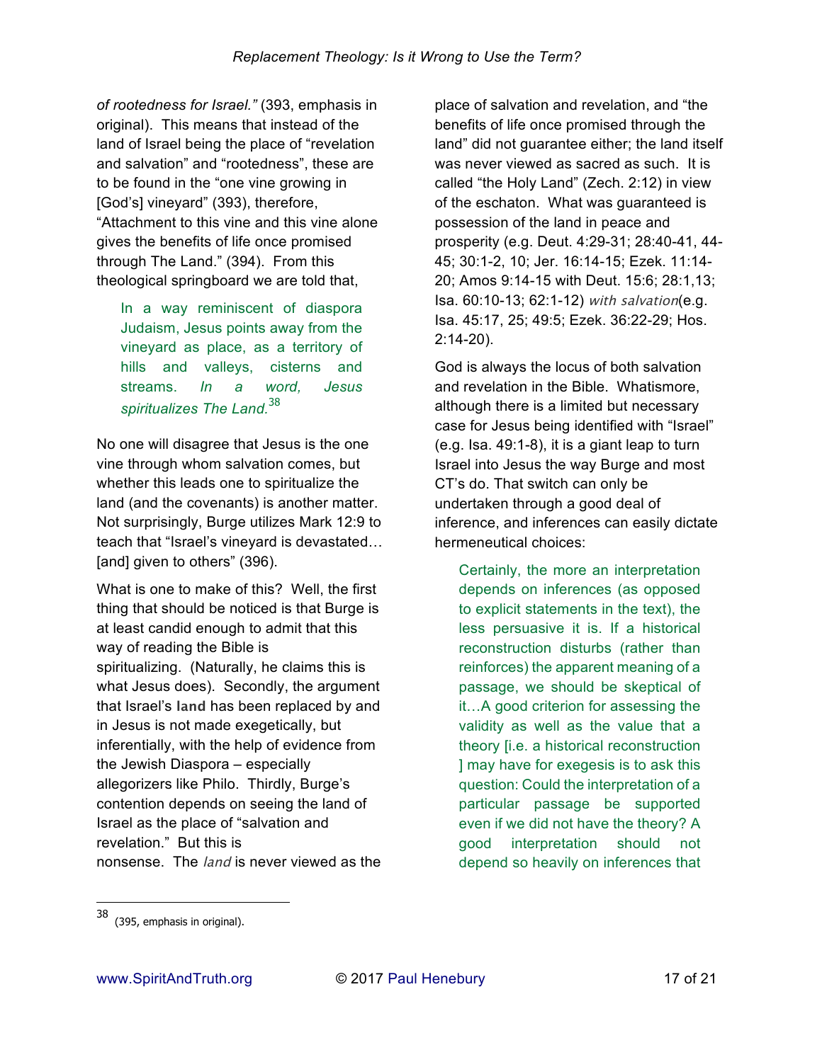*of rootedness for Israel."* (393, emphasis in original). This means that instead of the land of Israel being the place of "revelation and salvation" and "rootedness", these are to be found in the "one vine growing in [God's] vineyard" (393), therefore, "Attachment to this vine and this vine alone gives the benefits of life once promised through The Land." (394). From this theological springboard we are told that,

> In a way reminiscent of diaspora Judaism, Jesus points away from the vineyard as place, as a territory of hills and valleys, cisterns and streams. *In a word, Jesus spiritualizes The Land.*[38]

No one will disagree that Jesus is the one vine through whom salvation comes, but whether this leads one to spiritualize the land (and the covenants) is another matter. Not surprisingly, Burge utilizes Mark 12:9 to teach that "Israel's vineyard is devastated… [and] given to others" (396).

What is one to make of this? Well, the first thing that should be noticed is that Burge is at least candid enough to admit that this way of reading the Bible is spiritualizing. (Naturally, he claims this is what Jesus does). Secondly, the argument that Israel's **land** has been replaced by and in Jesus is not made exegetically, but inferentially, with the help of evidence from the Jewish Diaspora – especially allegorizers like Philo. Thirdly, Burge's contention depends on seeing the land of Israel as the place of "salvation and revelation." But this is nonsense. The *land* is never viewed as the place of salvation and revelation, and "the benefits of life once promised through the land" did not guarantee either; the land itself was never viewed as sacred as such. It is called "the Holy Land" (Zech. 2:12) in view of the eschaton. What was guaranteed is possession of the land in peace and prosperity (e.g. Deut. 4:29-31; 28:40-41, 44-45; 30:1-2, 10; Jer. 16:14-15; Ezek. 11:14-20; Amos 9:14-15 with Deut. 15:6; 28:1,13; Isa. 60:10-13; 62:1-12) *with salvation*(e.g. Isa. 45:17, 25; 49:5; Ezek. 36:22-29; Hos. 2:14-20).

God is always the locus of both salvation and revelation in the Bible. Whatismore, although there is a limited but necessary case for Jesus being identified with "Israel" (e.g. Isa. 49:1-8), it is a giant leap to turn Israel into Jesus the way Burge and most CT's do. That switch can only be undertaken through a good deal of inference, and inferences can easily dictate hermeneutical choices:

> Certainly, the more an interpretation depends on inferences (as opposed to explicit statements in the text), the less persuasive it is. If a historical reconstruction disturbs (rather than reinforces) the apparent meaning of a passage, we should be skeptical of it…A good criterion for assessing the validity as well as the value that a theory [i.e. a historical reconstruction ] may have for exegesis is to ask this question: Could the interpretation of a particular passage be supported even if we did not have the theory? A good interpretation should not depend so heavily on inferences that

---

[38] (395, emphasis in original).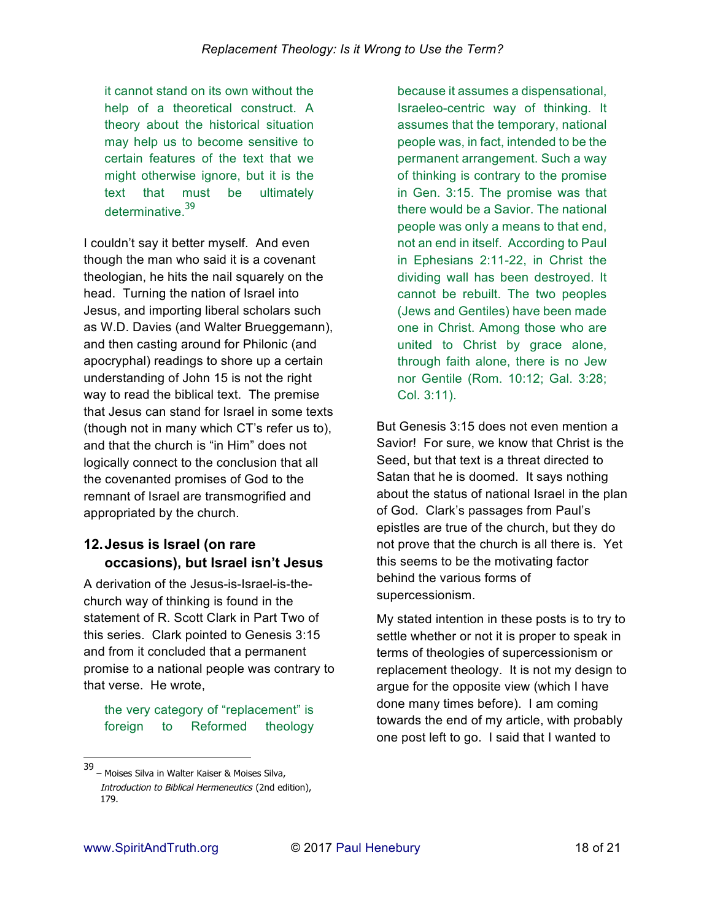> it cannot stand on its own without the help of a theoretical construct. A theory about the historical situation may help us to become sensitive to certain features of the text that we might otherwise ignore, but it is the text that must be ultimately determinative.[39]

I couldn't say it better myself. And even though the man who said it is a covenant theologian, he hits the nail squarely on the head. Turning the nation of Israel into Jesus, and importing liberal scholars such as W.D. Davies (and Walter Brueggemann), and then casting around for Philonic (and apocryphal) readings to shore up a certain understanding of John 15 is not the right way to read the biblical text. The premise that Jesus can stand for Israel in some texts (though not in many which CT's refer us to), and that the church is "in Him" does not logically connect to the conclusion that all the covenanted promises of God to the remnant of Israel are transmogrified and appropriated by the church.

## 12. Jesus is Israel (on rare occasions), but Israel isn't Jesus

A derivation of the Jesus-is-Israel-is-the-church way of thinking is found in the statement of R. Scott Clark in Part Two of this series. Clark pointed to Genesis 3:15 and from it concluded that a permanent promise to a national people was contrary to that verse. He wrote,

> the very category of "replacement" is foreign to Reformed theology because it assumes a dispensational, Israeleo-centric way of thinking. It assumes that the temporary, national people was, in fact, intended to be the permanent arrangement. Such a way of thinking is contrary to the promise in Gen. 3:15. The promise was that there would be a Savior. The national people was only a means to that end, not an end in itself. According to Paul in Ephesians 2:11-22, in Christ the dividing wall has been destroyed. It cannot be rebuilt. The two peoples (Jews and Gentiles) have been made one in Christ. Among those who are united to Christ by grace alone, through faith alone, there is no Jew nor Gentile (Rom. 10:12; Gal. 3:28; Col. 3:11).

But Genesis 3:15 does not even mention a Savior! For sure, we know that Christ is the Seed, but that text is a threat directed to Satan that he is doomed. It says nothing about the status of national Israel in the plan of God. Clark's passages from Paul's epistles are true of the church, but they do not prove that the church is all there is. Yet this seems to be the motivating factor behind the various forms of supercessionism.

My stated intention in these posts is to try to settle whether or not it is proper to speak in terms of theologies of supercessionism or replacement theology. It is not my design to argue for the opposite view (which I have done many times before). I am coming towards the end of my article, with probably one post left to go. I said that I wanted to

---

[39] – Moises Silva in Walter Kaiser & Moises Silva, *Introduction to Biblical Hermeneutics* (2nd edition), 179.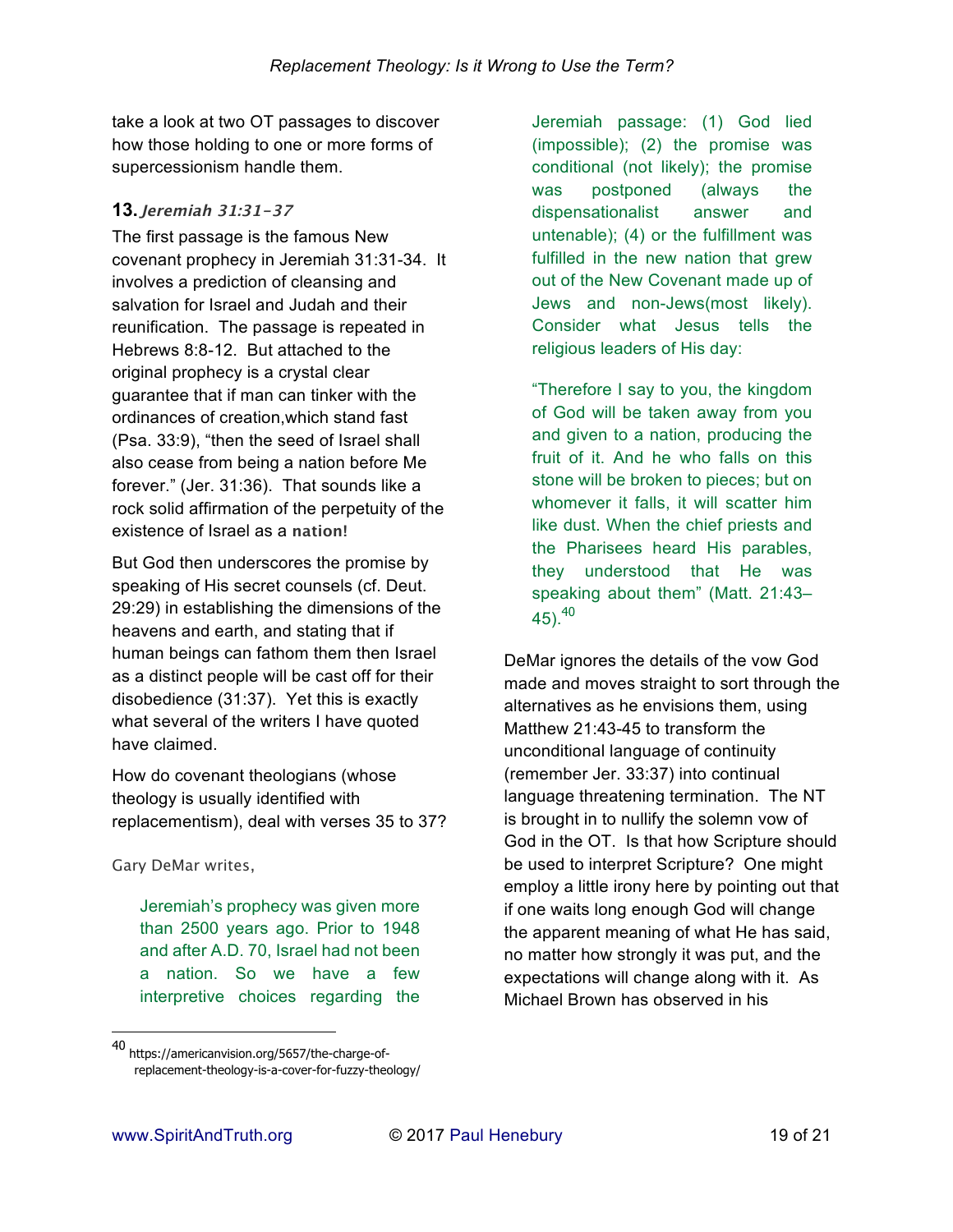take a look at two OT passages to discover how those holding to one or more forms of supercessionism handle them.

### 13. *Jeremiah 31:31-37*

The first passage is the famous New covenant prophecy in Jeremiah 31:31-34. It involves a prediction of cleansing and salvation for Israel and Judah and their reunification. The passage is repeated in Hebrews 8:8-12. But attached to the original prophecy is a crystal clear guarantee that if man can tinker with the ordinances of creation,which stand fast (Psa. 33:9), "then the seed of Israel shall also cease from being a nation before Me forever." (Jer. 31:36). That sounds like a rock solid affirmation of the perpetuity of the existence of Israel as a **nation!**

But God then underscores the promise by speaking of His secret counsels (cf. Deut. 29:29) in establishing the dimensions of the heavens and earth, and stating that if human beings can fathom them then Israel as a distinct people will be cast off for their disobedience (31:37). Yet this is exactly what several of the writers I have quoted have claimed.

How do covenant theologians (whose theology is usually identified with replacementism), deal with verses 35 to 37?

Gary DeMar writes,

> Jeremiah's prophecy was given more than 2500 years ago. Prior to 1948 and after A.D. 70, Israel had not been a nation. So we have a few interpretive choices regarding the Jeremiah passage: (1) God lied (impossible); (2) the promise was conditional (not likely); the promise was postponed (always the dispensationalist answer and untenable); (4) or the fulfillment was fulfilled in the new nation that grew out of the New Covenant made up of Jews and non-Jews(most likely). Consider what Jesus tells the religious leaders of His day:
>
> "Therefore I say to you, the kingdom of God will be taken away from you and given to a nation, producing the fruit of it. And he who falls on this stone will be broken to pieces; but on whomever it falls, it will scatter him like dust. When the chief priests and the Pharisees heard His parables, they understood that He was speaking about them" (Matt. 21:43–45).[40]

DeMar ignores the details of the vow God made and moves straight to sort through the alternatives as he envisions them, using Matthew 21:43-45 to transform the unconditional language of continuity (remember Jer. 33:37) into continual language threatening termination. The NT is brought in to nullify the solemn vow of God in the OT. Is that how Scripture should be used to interpret Scripture? One might employ a little irony here by pointing out that if one waits long enough God will change the apparent meaning of what He has said, no matter how strongly it was put, and the expectations will change along with it. As Michael Brown has observed in his

---

[40] https://americanvision.org/5657/the-charge-of-replacement-theology-is-a-cover-for-fuzzy-theology/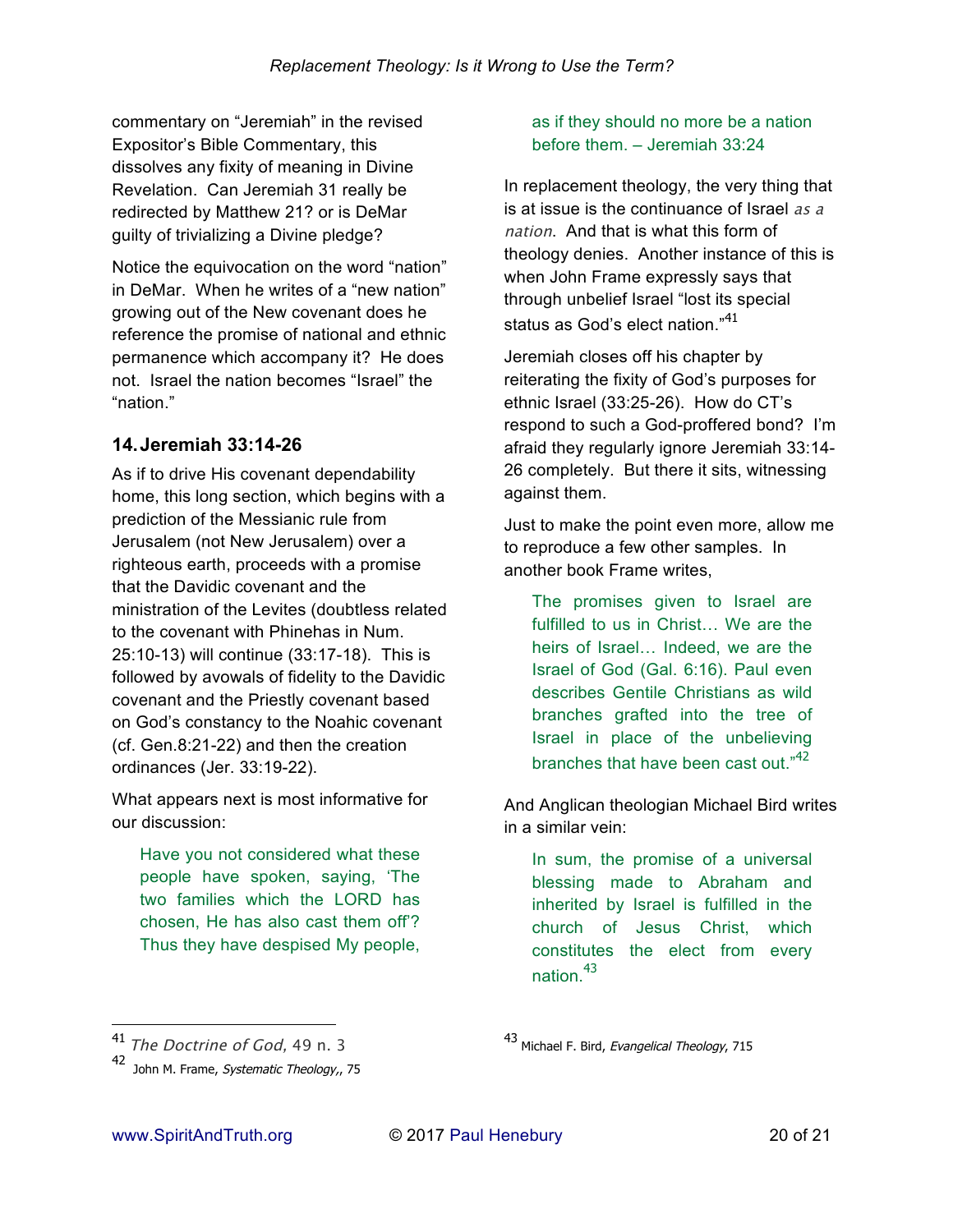commentary on "Jeremiah" in the revised Expositor's Bible Commentary, this dissolves any fixity of meaning in Divine Revelation. Can Jeremiah 31 really be redirected by Matthew 21? or is DeMar guilty of trivializing a Divine pledge?

Notice the equivocation on the word "nation" in DeMar. When he writes of a "new nation" growing out of the New covenant does he reference the promise of national and ethnic permanence which accompany it? He does not. Israel the nation becomes "Israel" the "nation."

### 14. Jeremiah 33:14-26

As if to drive His covenant dependability home, this long section, which begins with a prediction of the Messianic rule from Jerusalem (not New Jerusalem) over a righteous earth, proceeds with a promise that the Davidic covenant and the ministration of the Levites (doubtless related to the covenant with Phinehas in Num. 25:10-13) will continue (33:17-18). This is followed by avowals of fidelity to the Davidic covenant and the Priestly covenant based on God's constancy to the Noahic covenant (cf. Gen.8:21-22) and then the creation ordinances (Jer. 33:19-22).

What appears next is most informative for our discussion:

> Have you not considered what these people have spoken, saying, 'The two families which the LORD has chosen, He has also cast them off'? Thus they have despised My people, as if they should no more be a nation before them. – Jeremiah 33:24

In replacement theology, the very thing that is at issue is the continuance of Israel *as a nation*. And that is what this form of theology denies. Another instance of this is when John Frame expressly says that through unbelief Israel "lost its special status as God's elect nation."[41]

Jeremiah closes off his chapter by reiterating the fixity of God's purposes for ethnic Israel (33:25-26). How do CT's respond to such a God-proffered bond? I'm afraid they regularly ignore Jeremiah 33:14-26 completely. But there it sits, witnessing against them.

Just to make the point even more, allow me to reproduce a few other samples. In another book Frame writes,

> The promises given to Israel are fulfilled to us in Christ… We are the heirs of Israel… Indeed, we are the Israel of God (Gal. 6:16). Paul even describes Gentile Christians as wild branches grafted into the tree of Israel in place of the unbelieving branches that have been cast out."[42]

And Anglican theologian Michael Bird writes in a similar vein:

> In sum, the promise of a universal blessing made to Abraham and inherited by Israel is fulfilled in the church of Jesus Christ, which constitutes the elect from every nation.[43]

---

[41] *The Doctrine of God,* 49 n. 3

[42] John M. Frame, *Systematic Theology,*, 75

[43] Michael F. Bird, *Evangelical Theology*, 715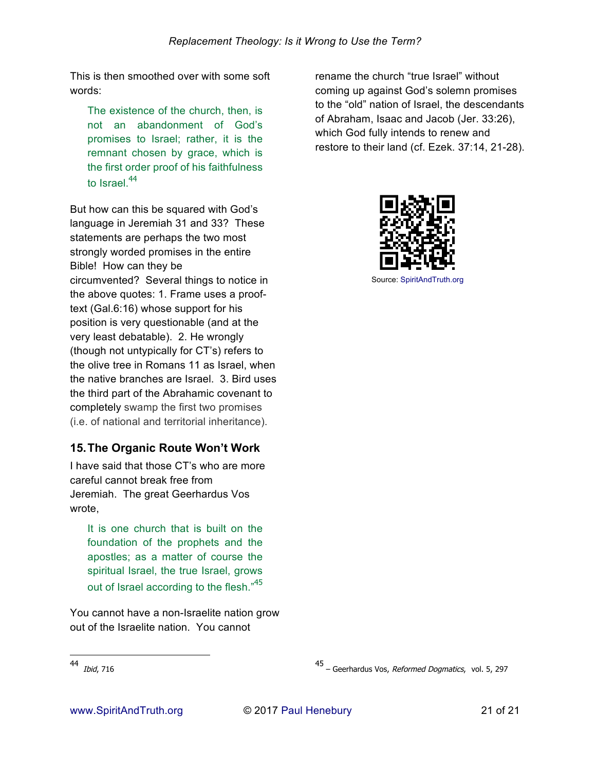This is then smoothed over with some soft words:

> The existence of the church, then, is not an abandonment of God's promises to Israel; rather, it is the remnant chosen by grace, which is the first order proof of his faithfulness to Israel.[44]

But how can this be squared with God's language in Jeremiah 31 and 33? These statements are perhaps the two most strongly worded promises in the entire Bible! How can they be circumvented? Several things to notice in the above quotes: 1. Frame uses a proof-text (Gal.6:16) whose support for his position is very questionable (and at the very least debatable). 2. He wrongly (though not untypically for CT's) refers to the olive tree in Romans 11 as Israel, when the native branches are Israel. 3. Bird uses the third part of the Abrahamic covenant to completely swamp the first two promises (i.e. of national and territorial inheritance).

## 15. The Organic Route Won't Work

I have said that those CT's who are more careful cannot break free from Jeremiah. The great Geerhardus Vos wrote,

> It is one church that is built on the foundation of the prophets and the apostles; as a matter of course the spiritual Israel, the true Israel, grows out of Israel according to the flesh."[45]

You cannot have a non-Israelite nation grow out of the Israelite nation. You cannot rename the church "true Israel" without coming up against God's solemn promises to the "old" nation of Israel, the descendants of Abraham, Isaac and Jacob (Jer. 33:26), which God fully intends to renew and restore to their land (cf. Ezek. 37:14, 21-28).

Source: SpiritAndTruth.org

---

[44] *Ibid*, 716

[45] – Geerhardus Vos, *Reformed Dogmatics*, vol. 5, 297